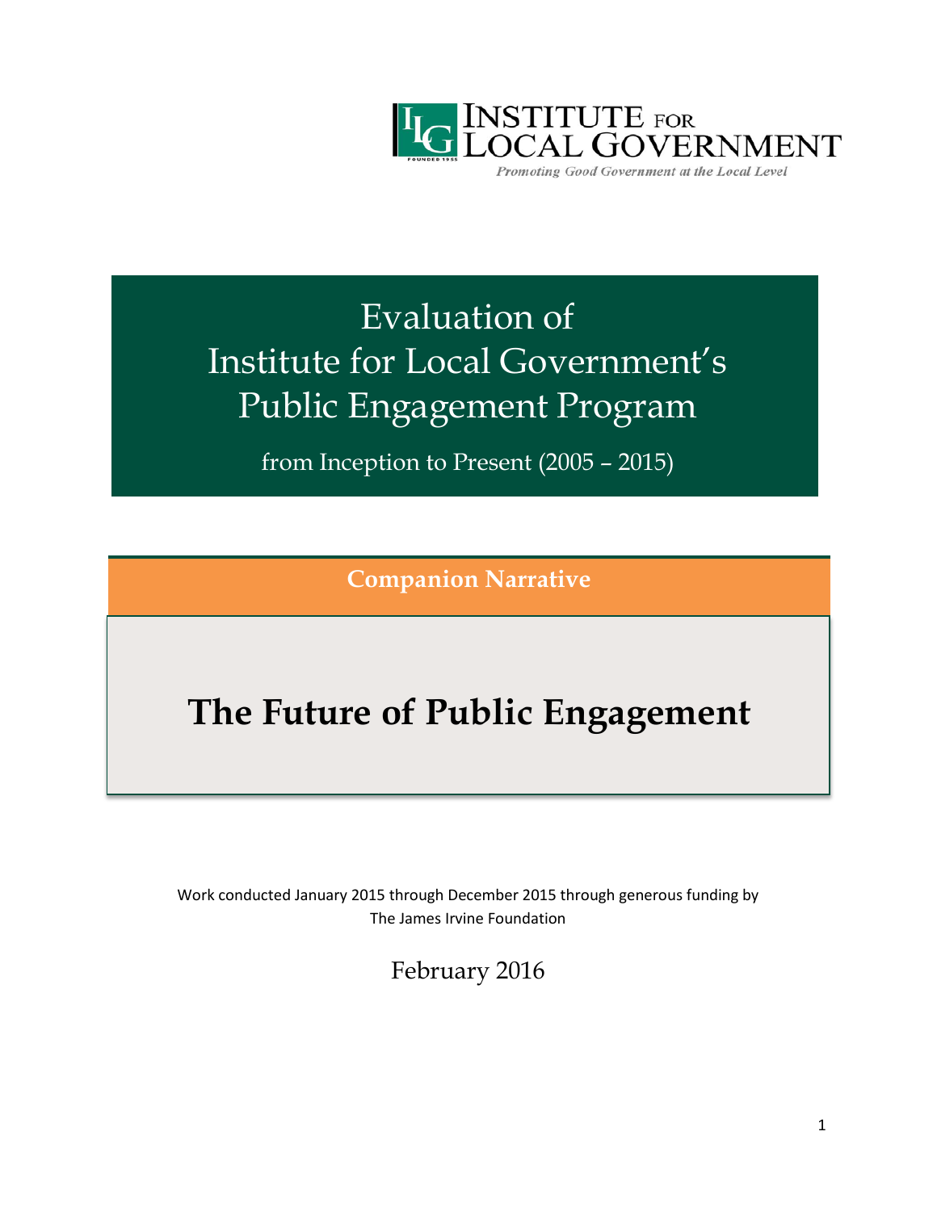INSTITUTE FOR LOCAL GOVERNMENT

*Promoting Good Government at the Local Level*

# Evaluation of Institute for Local Government's Public Engagement Program

from Inception to Present (2005 – 2015)

**Companion Narrative**

# The Future of Public Engagement

Work conducted January 2015 through December 2015 through generous funding by The James Irvine Foundation

February 2016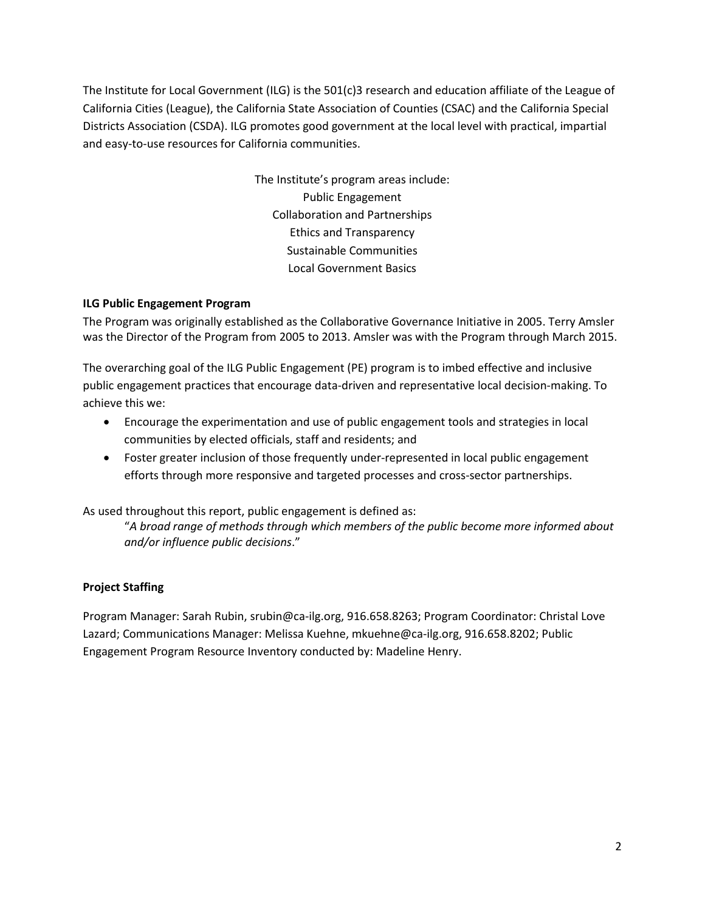The Institute for Local Government (ILG) is the 501(c)3 research and education affiliate of the League of California Cities (League), the California State Association of Counties (CSAC) and the California Special Districts Association (CSDA). ILG promotes good government at the local level with practical, impartial and easy-to-use resources for California communities.

The Institute's program areas include:
Public Engagement
Collaboration and Partnerships
Ethics and Transparency
Sustainable Communities
Local Government Basics

**ILG Public Engagement Program**

The Program was originally established as the Collaborative Governance Initiative in 2005. Terry Amsler was the Director of the Program from 2005 to 2013. Amsler was with the Program through March 2015.

The overarching goal of the ILG Public Engagement (PE) program is to imbed effective and inclusive public engagement practices that encourage data-driven and representative local decision-making. To achieve this we:

- Encourage the experimentation and use of public engagement tools and strategies in local communities by elected officials, staff and residents; and
- Foster greater inclusion of those frequently under-represented in local public engagement efforts through more responsive and targeted processes and cross-sector partnerships.

As used throughout this report, public engagement is defined as:

> "*A broad range of methods through which members of the public become more informed about and/or influence public decisions*."

**Project Staffing**

Program Manager: Sarah Rubin, srubin@ca-ilg.org, 916.658.8263; Program Coordinator: Christal Love Lazard; Communications Manager: Melissa Kuehne, mkuehne@ca-ilg.org, 916.658.8202; Public Engagement Program Resource Inventory conducted by: Madeline Henry.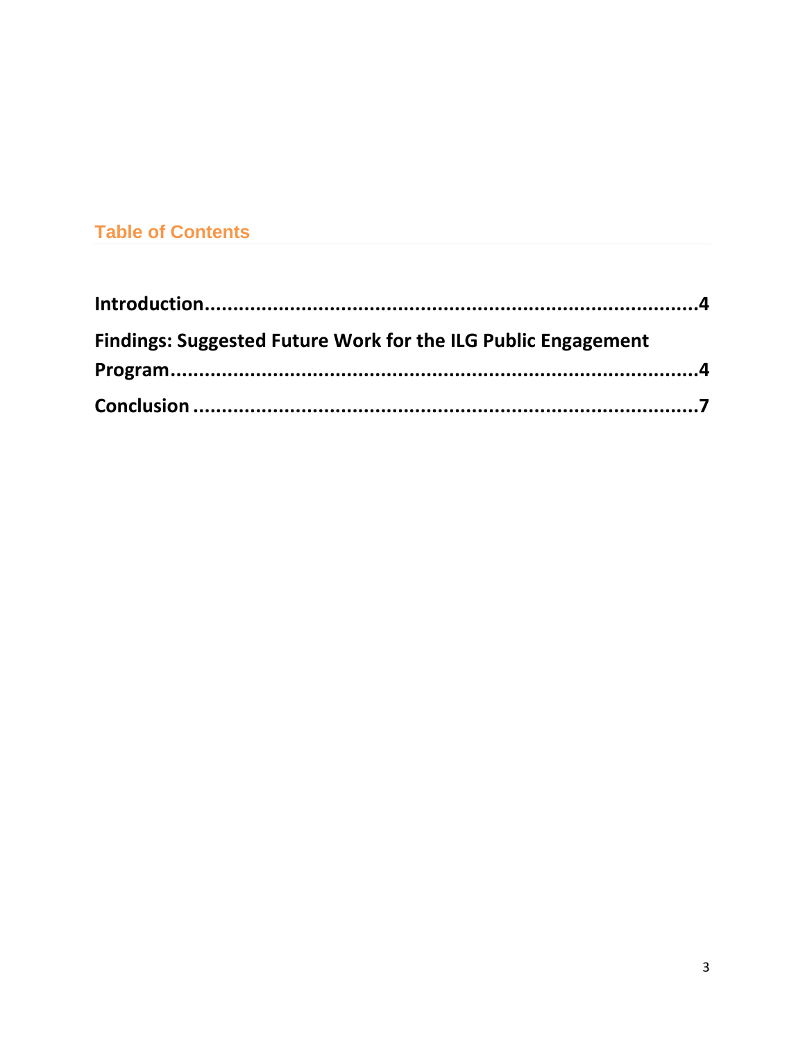## Table of Contents

**Introduction**........................................................................................**4**

**Findings: Suggested Future Work for the ILG Public Engagement Program**........................................................................................**4**

**Conclusion** ........................................................................................**7**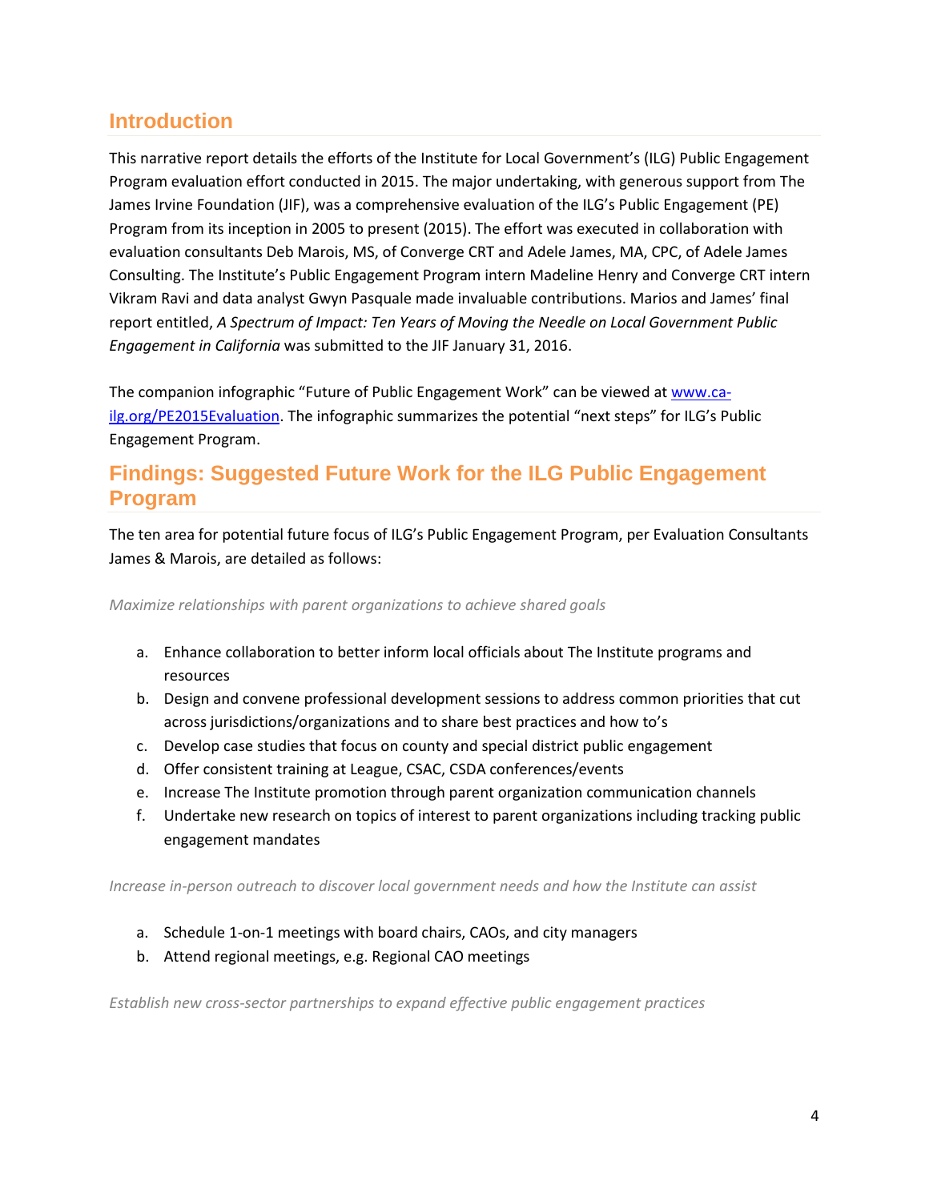## Introduction

This narrative report details the efforts of the Institute for Local Government's (ILG) Public Engagement Program evaluation effort conducted in 2015. The major undertaking, with generous support from The James Irvine Foundation (JIF), was a comprehensive evaluation of the ILG's Public Engagement (PE) Program from its inception in 2005 to present (2015). The effort was executed in collaboration with evaluation consultants Deb Marois, MS, of Converge CRT and Adele James, MA, CPC, of Adele James Consulting. The Institute's Public Engagement Program intern Madeline Henry and Converge CRT intern Vikram Ravi and data analyst Gwyn Pasquale made invaluable contributions. Marios and James' final report entitled, *A Spectrum of Impact: Ten Years of Moving the Needle on Local Government Public Engagement in California* was submitted to the JIF January 31, 2016.

The companion infographic "Future of Public Engagement Work" can be viewed at [www.ca-ilg.org/PE2015Evaluation](www.ca-ilg.org/PE2015Evaluation). The infographic summarizes the potential "next steps" for ILG's Public Engagement Program.

## Findings: Suggested Future Work for the ILG Public Engagement Program

The ten area for potential future focus of ILG's Public Engagement Program, per Evaluation Consultants James & Marois, are detailed as follows:

*Maximize relationships with parent organizations to achieve shared goals*

a. Enhance collaboration to better inform local officials about The Institute programs and resources
b. Design and convene professional development sessions to address common priorities that cut across jurisdictions/organizations and to share best practices and how to's
c. Develop case studies that focus on county and special district public engagement
d. Offer consistent training at League, CSAC, CSDA conferences/events
e. Increase The Institute promotion through parent organization communication channels
f. Undertake new research on topics of interest to parent organizations including tracking public engagement mandates

*Increase in-person outreach to discover local government needs and how the Institute can assist*

a. Schedule 1-on-1 meetings with board chairs, CAOs, and city managers
b. Attend regional meetings, e.g. Regional CAO meetings

*Establish new cross-sector partnerships to expand effective public engagement practices*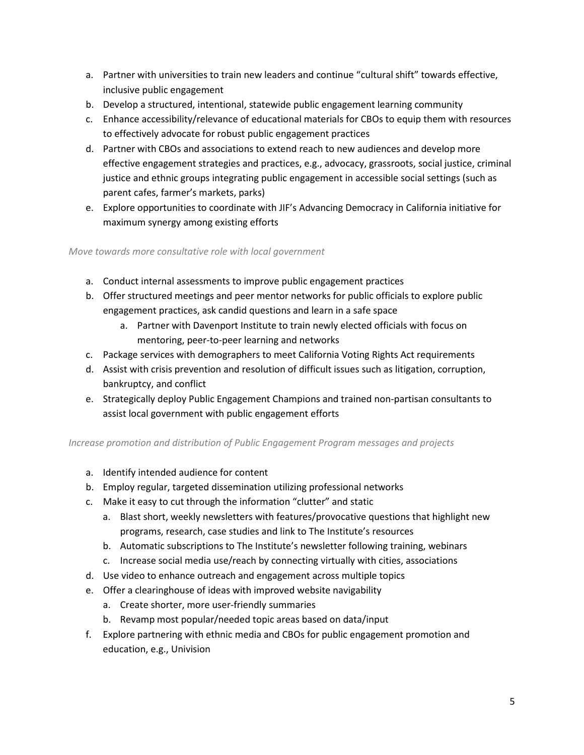a. Partner with universities to train new leaders and continue "cultural shift" towards effective, inclusive public engagement
b. Develop a structured, intentional, statewide public engagement learning community
c. Enhance accessibility/relevance of educational materials for CBOs to equip them with resources to effectively advocate for robust public engagement practices
d. Partner with CBOs and associations to extend reach to new audiences and develop more effective engagement strategies and practices, e.g., advocacy, grassroots, social justice, criminal justice and ethnic groups integrating public engagement in accessible social settings (such as parent cafes, farmer's markets, parks)
e. Explore opportunities to coordinate with JIF's Advancing Democracy in California initiative for maximum synergy among existing efforts

*Move towards more consultative role with local government*

a. Conduct internal assessments to improve public engagement practices
b. Offer structured meetings and peer mentor networks for public officials to explore public engagement practices, ask candid questions and learn in a safe space
    a. Partner with Davenport Institute to train newly elected officials with focus on mentoring, peer-to-peer learning and networks
c. Package services with demographers to meet California Voting Rights Act requirements
d. Assist with crisis prevention and resolution of difficult issues such as litigation, corruption, bankruptcy, and conflict
e. Strategically deploy Public Engagement Champions and trained non-partisan consultants to assist local government with public engagement efforts

*Increase promotion and distribution of Public Engagement Program messages and projects*

a. Identify intended audience for content
b. Employ regular, targeted dissemination utilizing professional networks
c. Make it easy to cut through the information "clutter" and static
    a. Blast short, weekly newsletters with features/provocative questions that highlight new programs, research, case studies and link to The Institute's resources
    b. Automatic subscriptions to The Institute's newsletter following training, webinars
    c. Increase social media use/reach by connecting virtually with cities, associations
d. Use video to enhance outreach and engagement across multiple topics
e. Offer a clearinghouse of ideas with improved website navigability
    a. Create shorter, more user-friendly summaries
    b. Revamp most popular/needed topic areas based on data/input
f. Explore partnering with ethnic media and CBOs for public engagement promotion and education, e.g., Univision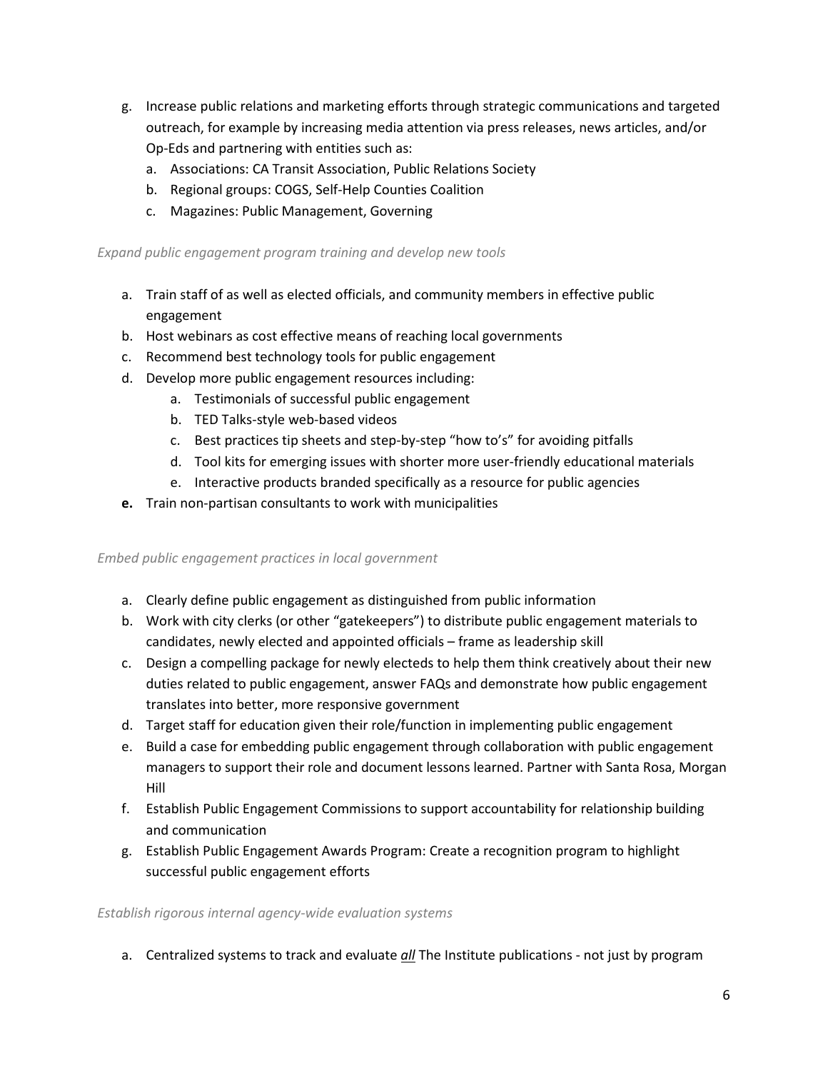g. Increase public relations and marketing efforts through strategic communications and targeted outreach, for example by increasing media attention via press releases, news articles, and/or Op-Eds and partnering with entities such as:
    a. Associations: CA Transit Association, Public Relations Society
    b. Regional groups: COGS, Self-Help Counties Coalition
    c. Magazines: Public Management, Governing

*Expand public engagement program training and develop new tools*

a. Train staff of as well as elected officials, and community members in effective public engagement
b. Host webinars as cost effective means of reaching local governments
c. Recommend best technology tools for public engagement
d. Develop more public engagement resources including:
    a. Testimonials of successful public engagement
    b. TED Talks-style web-based videos
    c. Best practices tip sheets and step-by-step "how to's" for avoiding pitfalls
    d. Tool kits for emerging issues with shorter more user-friendly educational materials
    e. Interactive products branded specifically as a resource for public agencies

**e.** Train non-partisan consultants to work with municipalities

*Embed public engagement practices in local government*

a. Clearly define public engagement as distinguished from public information
b. Work with city clerks (or other "gatekeepers") to distribute public engagement materials to candidates, newly elected and appointed officials – frame as leadership skill
c. Design a compelling package for newly electeds to help them think creatively about their new duties related to public engagement, answer FAQs and demonstrate how public engagement translates into better, more responsive government
d. Target staff for education given their role/function in implementing public engagement
e. Build a case for embedding public engagement through collaboration with public engagement managers to support their role and document lessons learned. Partner with Santa Rosa, Morgan Hill
f. Establish Public Engagement Commissions to support accountability for relationship building and communication
g. Establish Public Engagement Awards Program: Create a recognition program to highlight successful public engagement efforts

*Establish rigorous internal agency-wide evaluation systems*

a. Centralized systems to track and evaluate ***all*** The Institute publications - not just by program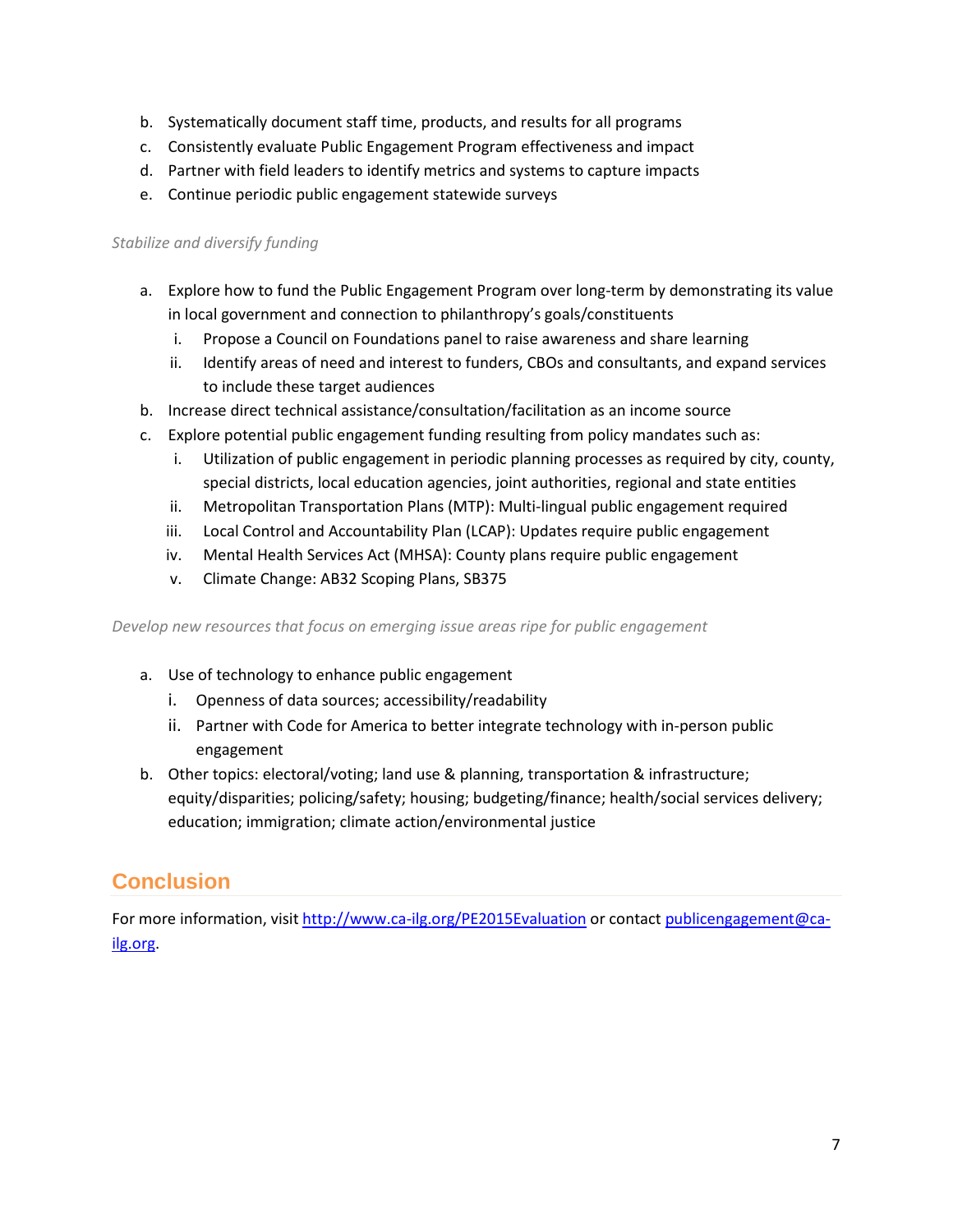b. Systematically document staff time, products, and results for all programs
c. Consistently evaluate Public Engagement Program effectiveness and impact
d. Partner with field leaders to identify metrics and systems to capture impacts
e. Continue periodic public engagement statewide surveys

*Stabilize and diversify funding*

a. Explore how to fund the Public Engagement Program over long-term by demonstrating its value in local government and connection to philanthropy's goals/constituents
   i. Propose a Council on Foundations panel to raise awareness and share learning
   ii. Identify areas of need and interest to funders, CBOs and consultants, and expand services to include these target audiences
b. Increase direct technical assistance/consultation/facilitation as an income source
c. Explore potential public engagement funding resulting from policy mandates such as:
   i. Utilization of public engagement in periodic planning processes as required by city, county, special districts, local education agencies, joint authorities, regional and state entities
   ii. Metropolitan Transportation Plans (MTP): Multi-lingual public engagement required
   iii. Local Control and Accountability Plan (LCAP): Updates require public engagement
   iv. Mental Health Services Act (MHSA): County plans require public engagement
   v. Climate Change: AB32 Scoping Plans, SB375

*Develop new resources that focus on emerging issue areas ripe for public engagement*

a. Use of technology to enhance public engagement
   i. Openness of data sources; accessibility/readability
   ii. Partner with Code for America to better integrate technology with in-person public engagement
b. Other topics: electoral/voting; land use & planning, transportation & infrastructure; equity/disparities; policing/safety; housing; budgeting/finance; health/social services delivery; education; immigration; climate action/environmental justice

## Conclusion

For more information, visit http://www.ca-ilg.org/PE2015Evaluation or contact publicengagement@ca-ilg.org.